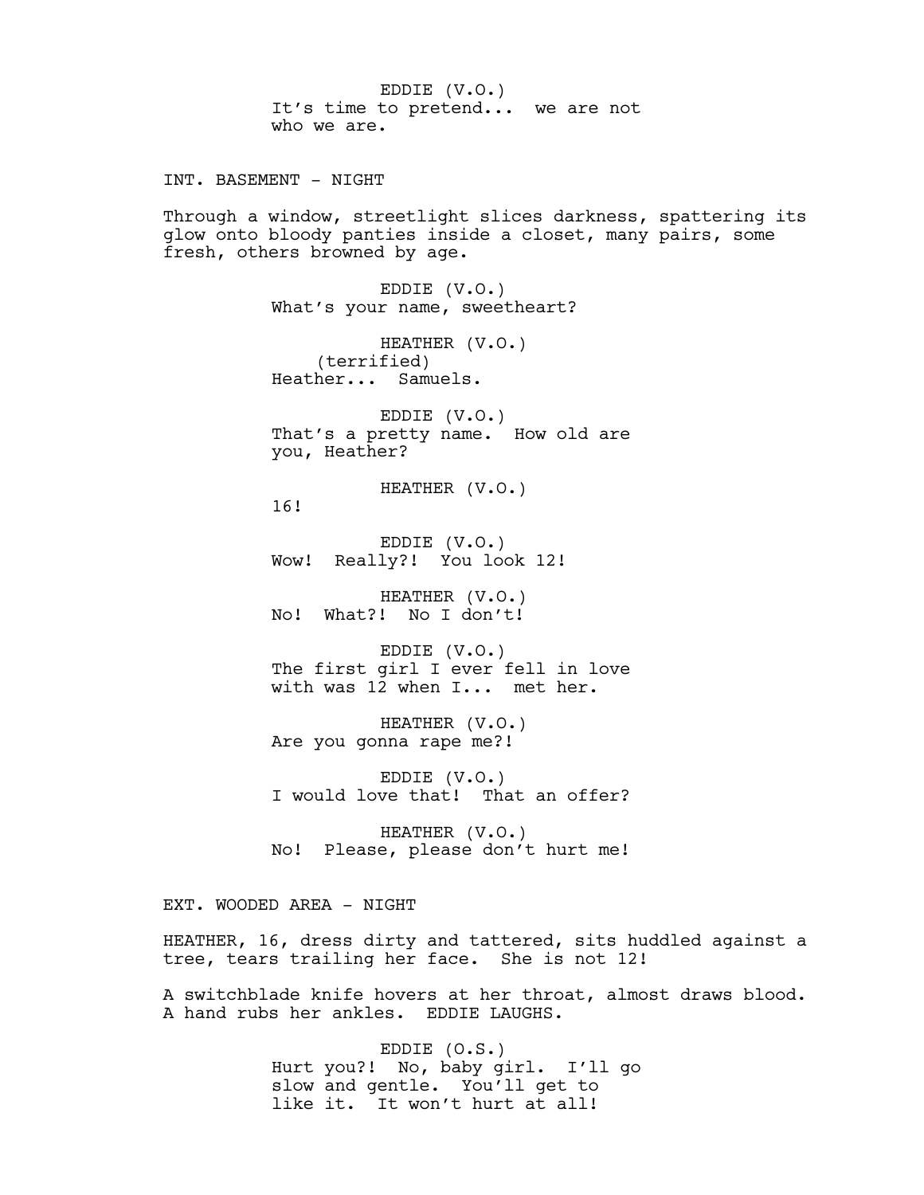EDDIE (V.O.)
It's time to pretend... we are not who we are.

INT. BASEMENT - NIGHT

Through a window, streetlight slices darkness, spattering its glow onto bloody panties inside a closet, many pairs, some fresh, others browned by age.

EDDIE (V.O.)
What's your name, sweetheart?

HEATHER (V.O.)
(terrified)
Heather... Samuels.

EDDIE (V.O.)
That's a pretty name. How old are you, Heather?

HEATHER (V.O.)
16!

EDDIE (V.O.)
Wow! Really?! You look 12!

HEATHER (V.O.)
No! What?! No I don't!

EDDIE (V.O.)
The first girl I ever fell in love with was 12 when I... met her.

HEATHER (V.O.)
Are you gonna rape me?!

EDDIE (V.O.)
I would love that! That an offer?

HEATHER (V.O.)
No! Please, please don't hurt me!

EXT. WOODED AREA - NIGHT

HEATHER, 16, dress dirty and tattered, sits huddled against a tree, tears trailing her face. She is not 12!

A switchblade knife hovers at her throat, almost draws blood. A hand rubs her ankles. EDDIE LAUGHS.

EDDIE (O.S.)
Hurt you?! No, baby girl. I'll go slow and gentle. You'll get to like it. It won't hurt at all!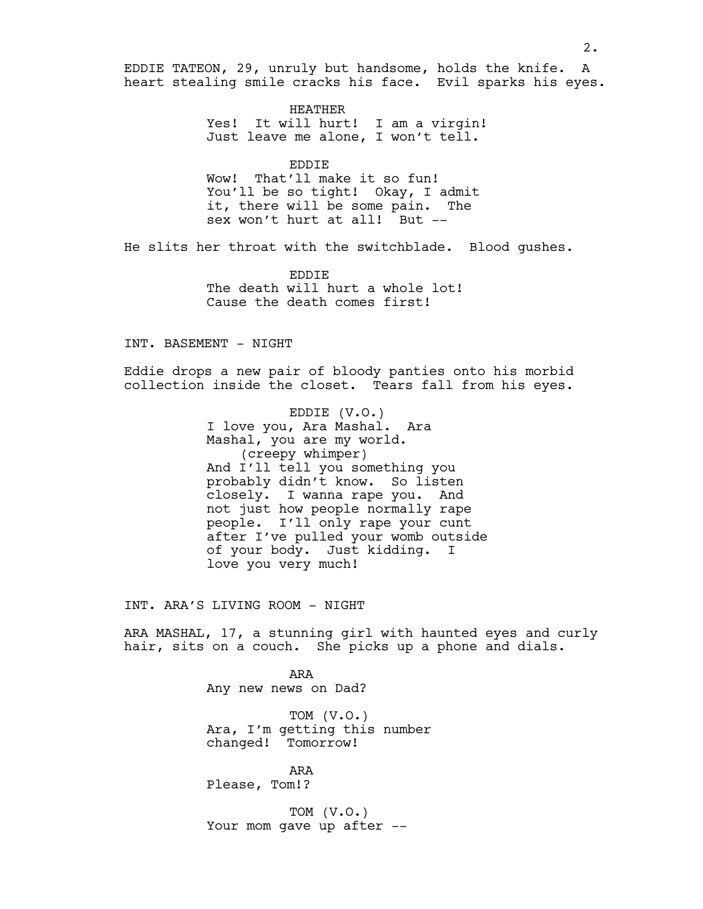EDDIE TATEON, 29, unruly but handsome, holds the knife. A heart stealing smile cracks his face. Evil sparks his eyes.

HEATHER
Yes! It will hurt! I am a virgin! Just leave me alone, I won't tell.

EDDIE
Wow! That'll make it so fun! You'll be so tight! Okay, I admit it, there will be some pain. The sex won't hurt at all! But --

He slits her throat with the switchblade. Blood gushes.

EDDIE
The death will hurt a whole lot! Cause the death comes first!

INT. BASEMENT - NIGHT

Eddie drops a new pair of bloody panties onto his morbid collection inside the closet. Tears fall from his eyes.

EDDIE (V.O.)
I love you, Ara Mashal. Ara Mashal, you are my world.
(creepy whimper)
And I'll tell you something you probably didn't know. So listen closely. I wanna rape you. And not just how people normally rape people. I'll only rape your cunt after I've pulled your womb outside of your body. Just kidding. I love you very much!

INT. ARA'S LIVING ROOM - NIGHT

ARA MASHAL, 17, a stunning girl with haunted eyes and curly hair, sits on a couch. She picks up a phone and dials.

ARA
Any new news on Dad?

TOM (V.O.)
Ara, I'm getting this number changed! Tomorrow!

ARA
Please, Tom!?

TOM (V.O.)
Your mom gave up after --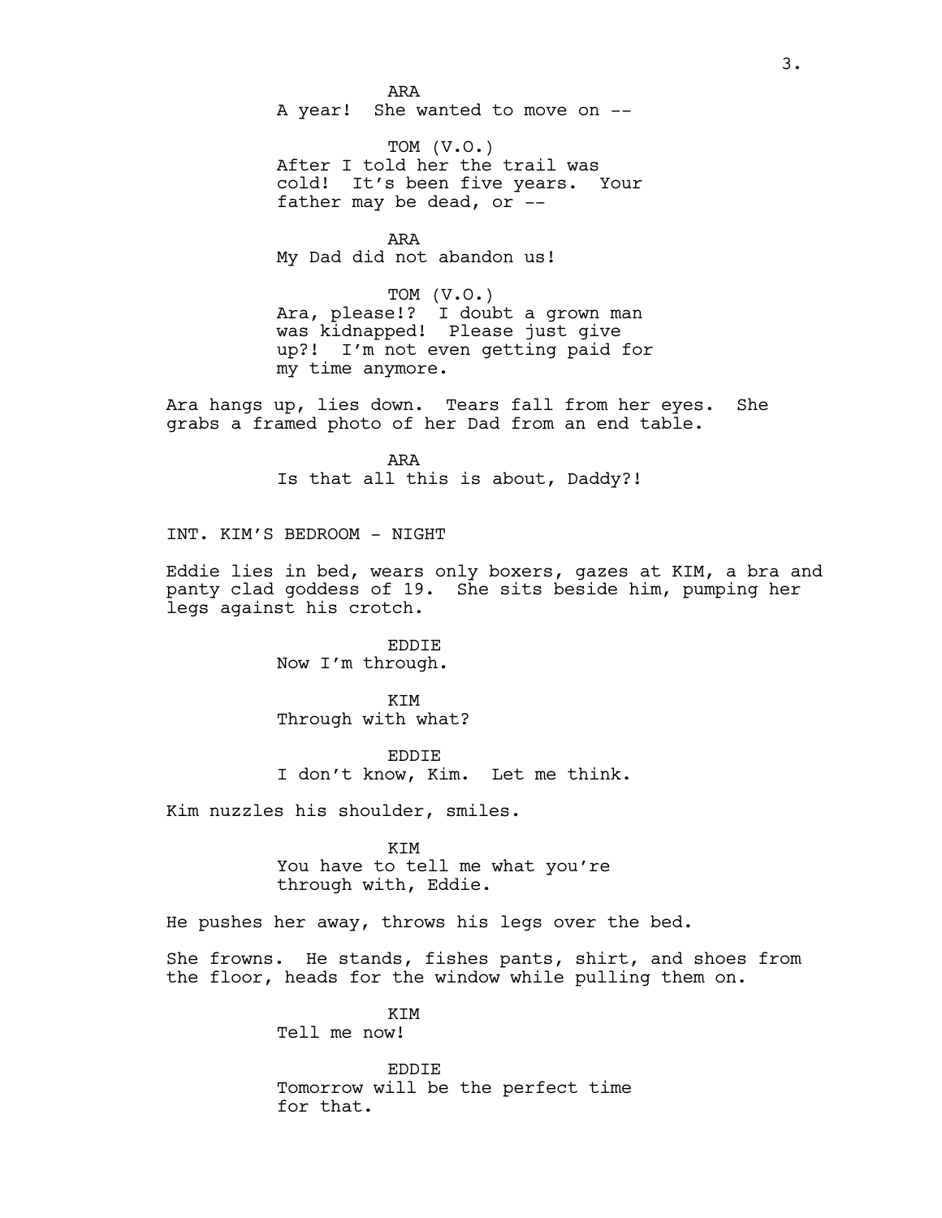ARA
A year! She wanted to move on --

TOM (V.O.)
After I told her the trail was cold! It's been five years. Your father may be dead, or --

ARA
My Dad did not abandon us!

TOM (V.O.)
Ara, please!? I doubt a grown man was kidnapped! Please just give up?! I'm not even getting paid for my time anymore.

Ara hangs up, lies down. Tears fall from her eyes. She grabs a framed photo of her Dad from an end table.

ARA
Is that all this is about, Daddy?!

INT. KIM'S BEDROOM - NIGHT

Eddie lies in bed, wears only boxers, gazes at KIM, a bra and panty clad goddess of 19. She sits beside him, pumping her legs against his crotch.

EDDIE
Now I'm through.

KIM
Through with what?

EDDIE
I don't know, Kim. Let me think.

Kim nuzzles his shoulder, smiles.

KIM
You have to tell me what you're through with, Eddie.

He pushes her away, throws his legs over the bed.

She frowns. He stands, fishes pants, shirt, and shoes from the floor, heads for the window while pulling them on.

KIM
Tell me now!

EDDIE
Tomorrow will be the perfect time for that.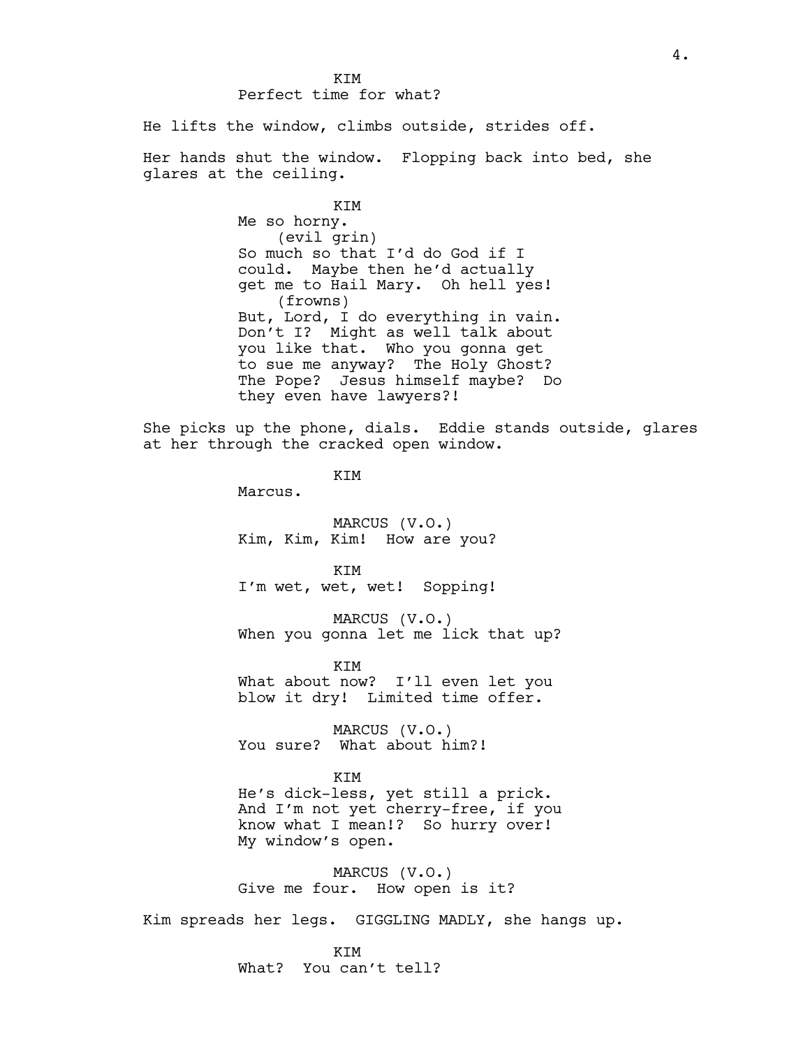KIM
Perfect time for what?

He lifts the window, climbs outside, strides off.

Her hands shut the window. Flopping back into bed, she glares at the ceiling.

KIM
Me so horny.
(evil grin)
So much so that I'd do God if I could. Maybe then he'd actually get me to Hail Mary. Oh hell yes!
(frowns)
But, Lord, I do everything in vain. Don't I? Might as well talk about you like that. Who you gonna get to sue me anyway? The Holy Ghost? The Pope? Jesus himself maybe? Do they even have lawyers?!

She picks up the phone, dials. Eddie stands outside, glares at her through the cracked open window.

KIM
Marcus.

MARCUS (V.O.)
Kim, Kim, Kim! How are you?

KIM
I'm wet, wet, wet! Sopping!

MARCUS (V.O.)
When you gonna let me lick that up?

KIM
What about now? I'll even let you blow it dry! Limited time offer.

MARCUS (V.O.)
You sure? What about him?!

KIM
He's dick-less, yet still a prick. And I'm not yet cherry-free, if you know what I mean!? So hurry over! My window's open.

MARCUS (V.O.)
Give me four. How open is it?

Kim spreads her legs. GIGGLING MADLY, she hangs up.

KIM
What? You can't tell?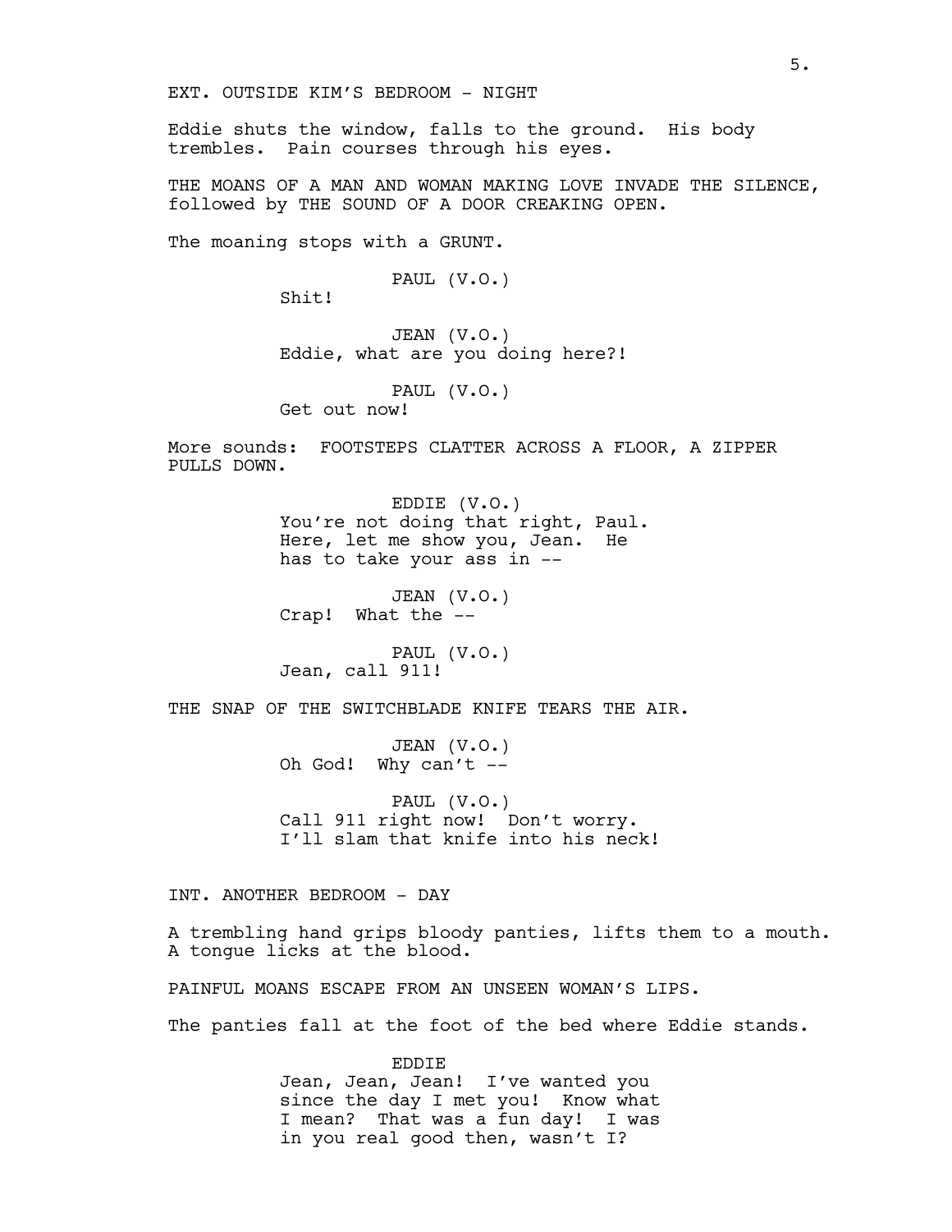EXT. OUTSIDE KIM'S BEDROOM - NIGHT

Eddie shuts the window, falls to the ground. His body trembles. Pain courses through his eyes.

THE MOANS OF A MAN AND WOMAN MAKING LOVE INVADE THE SILENCE, followed by THE SOUND OF A DOOR CREAKING OPEN.

The moaning stops with a GRUNT.

PAUL (V.O.)
Shit!

JEAN (V.O.)
Eddie, what are you doing here?!

PAUL (V.O.)
Get out now!

More sounds: FOOTSTEPS CLATTER ACROSS A FLOOR, A ZIPPER PULLS DOWN.

EDDIE (V.O.)
You're not doing that right, Paul. Here, let me show you, Jean. He has to take your ass in --

JEAN (V.O.)
Crap! What the --

PAUL (V.O.)
Jean, call 911!

THE SNAP OF THE SWITCHBLADE KNIFE TEARS THE AIR.

JEAN (V.O.)
Oh God! Why can't --

PAUL (V.O.)
Call 911 right now! Don't worry. I'll slam that knife into his neck!

INT. ANOTHER BEDROOM - DAY

A trembling hand grips bloody panties, lifts them to a mouth. A tongue licks at the blood.

PAINFUL MOANS ESCAPE FROM AN UNSEEN WOMAN'S LIPS.

The panties fall at the foot of the bed where Eddie stands.

EDDIE
Jean, Jean, Jean! I've wanted you since the day I met you! Know what I mean? That was a fun day! I was in you real good then, wasn't I?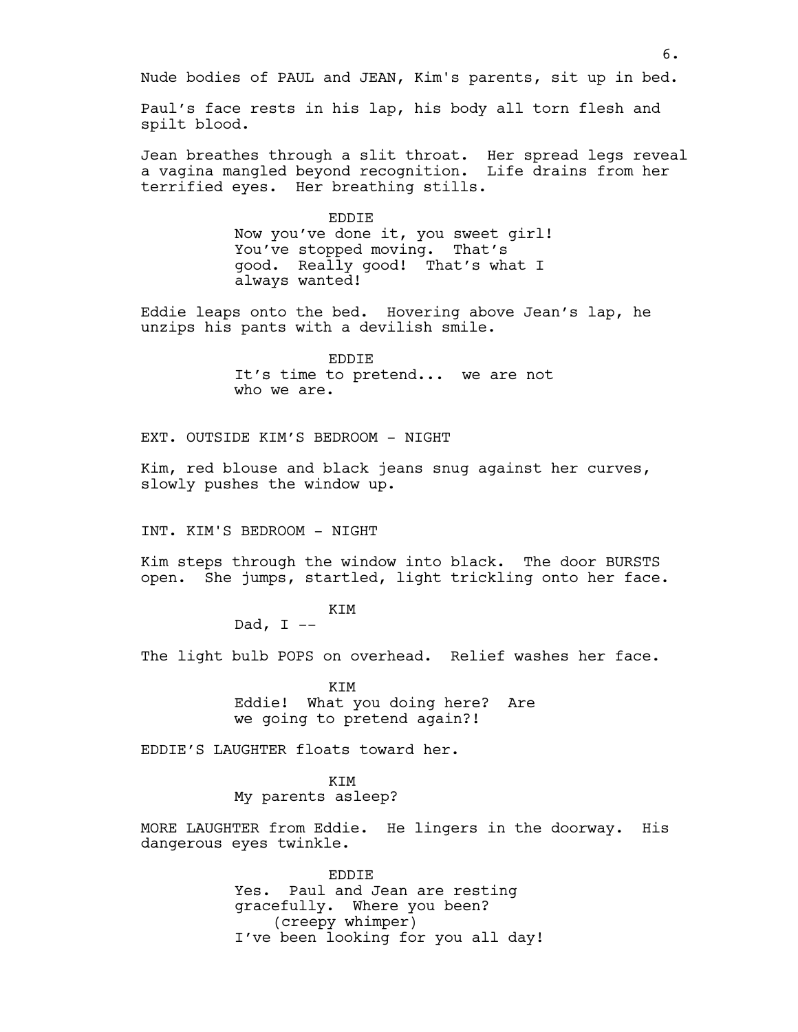Nude bodies of PAUL and JEAN, Kim's parents, sit up in bed.

Paul's face rests in his lap, his body all torn flesh and spilt blood.

Jean breathes through a slit throat. Her spread legs reveal a vagina mangled beyond recognition. Life drains from her terrified eyes. Her breathing stills.

EDDIE
Now you've done it, you sweet girl! You've stopped moving. That's good. Really good! That's what I always wanted!

Eddie leaps onto the bed. Hovering above Jean's lap, he unzips his pants with a devilish smile.

EDDIE
It's time to pretend... we are not who we are.

EXT. OUTSIDE KIM'S BEDROOM - NIGHT

Kim, red blouse and black jeans snug against her curves, slowly pushes the window up.

INT. KIM'S BEDROOM - NIGHT

Kim steps through the window into black. The door BURSTS open. She jumps, startled, light trickling onto her face.

KIM
Dad, I --

The light bulb POPS on overhead. Relief washes her face.

KIM
Eddie! What you doing here? Are we going to pretend again?!

EDDIE'S LAUGHTER floats toward her.

KIM
My parents asleep?

MORE LAUGHTER from Eddie. He lingers in the doorway. His dangerous eyes twinkle.

EDDIE
Yes. Paul and Jean are resting gracefully. Where you been?
(creepy whimper)
I've been looking for you all day!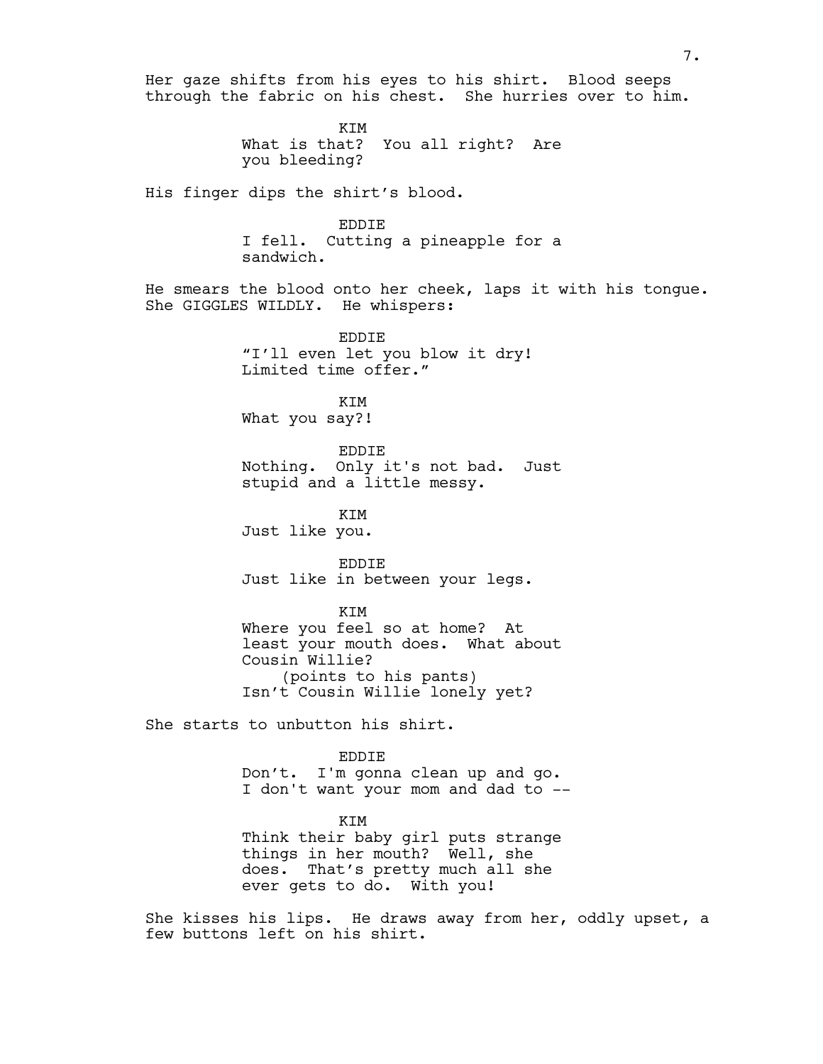Her gaze shifts from his eyes to his shirt. Blood seeps through the fabric on his chest. She hurries over to him.

KIM
What is that? You all right? Are you bleeding?

His finger dips the shirt's blood.

EDDIE
I fell. Cutting a pineapple for a sandwich.

He smears the blood onto her cheek, laps it with his tongue. She GIGGLES WILDLY. He whispers:

EDDIE
"I'll even let you blow it dry! Limited time offer."

KIM
What you say?!

EDDIE
Nothing. Only it's not bad. Just stupid and a little messy.

KIM
Just like you.

EDDIE
Just like in between your legs.

KIM
Where you feel so at home? At least your mouth does. What about Cousin Willie?
(points to his pants)
Isn't Cousin Willie lonely yet?

She starts to unbutton his shirt.

EDDIE
Don't. I'm gonna clean up and go. I don't want your mom and dad to --

KIM
Think their baby girl puts strange things in her mouth? Well, she does. That's pretty much all she ever gets to do. With you!

She kisses his lips. He draws away from her, oddly upset, a few buttons left on his shirt.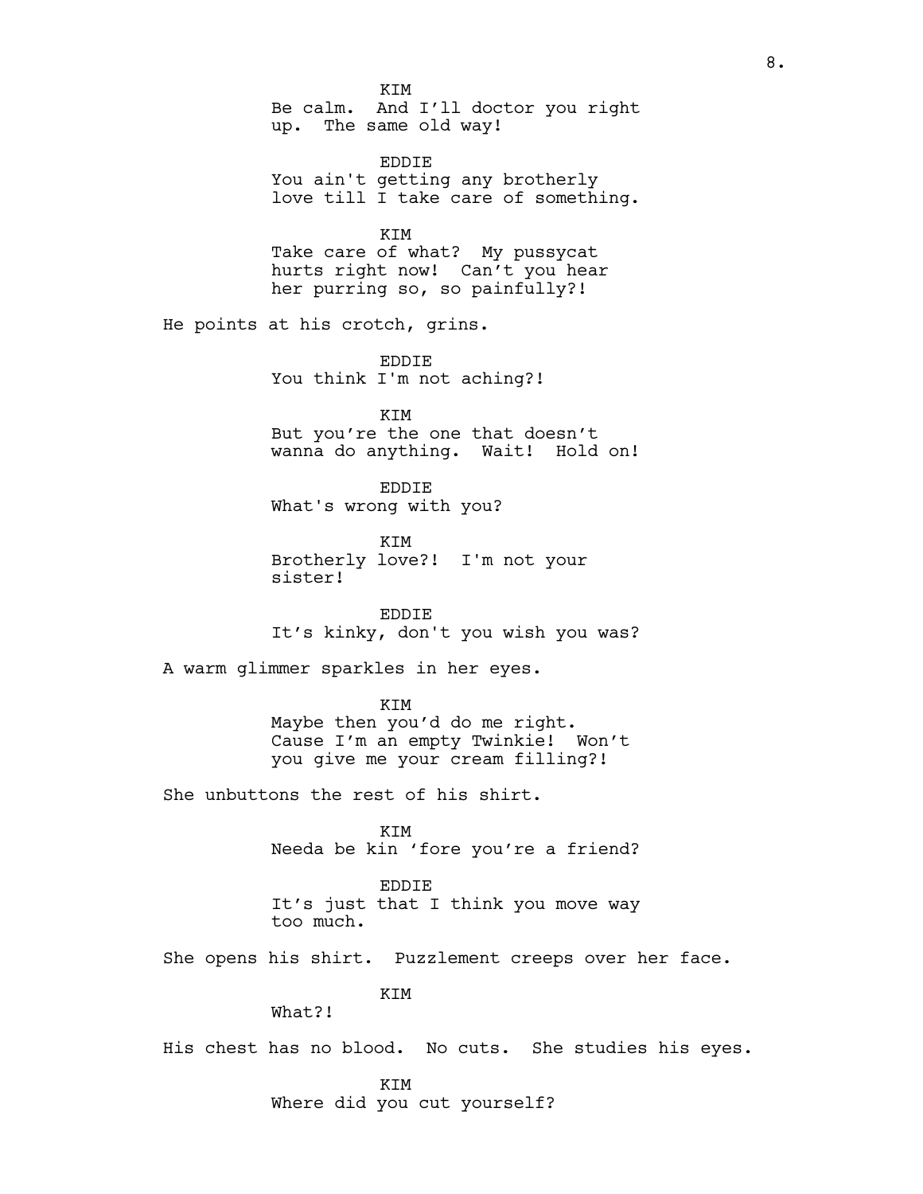KIM
Be calm. And I'll doctor you right up. The same old way!

EDDIE
You ain't getting any brotherly love till I take care of something.

KIM
Take care of what? My pussycat hurts right now! Can't you hear her purring so, so painfully?!

He points at his crotch, grins.

EDDIE
You think I'm not aching?!

KIM
But you're the one that doesn't wanna do anything. Wait! Hold on!

EDDIE
What's wrong with you?

KIM
Brotherly love?! I'm not your sister!

EDDIE
It's kinky, don't you wish you was?

A warm glimmer sparkles in her eyes.

KIM
Maybe then you'd do me right. Cause I'm an empty Twinkie! Won't you give me your cream filling?!

She unbuttons the rest of his shirt.

KIM
Needa be kin 'fore you're a friend?

EDDIE
It's just that I think you move way too much.

She opens his shirt. Puzzlement creeps over her face.

KIM
What?!

His chest has no blood. No cuts. She studies his eyes.

KIM
Where did you cut yourself?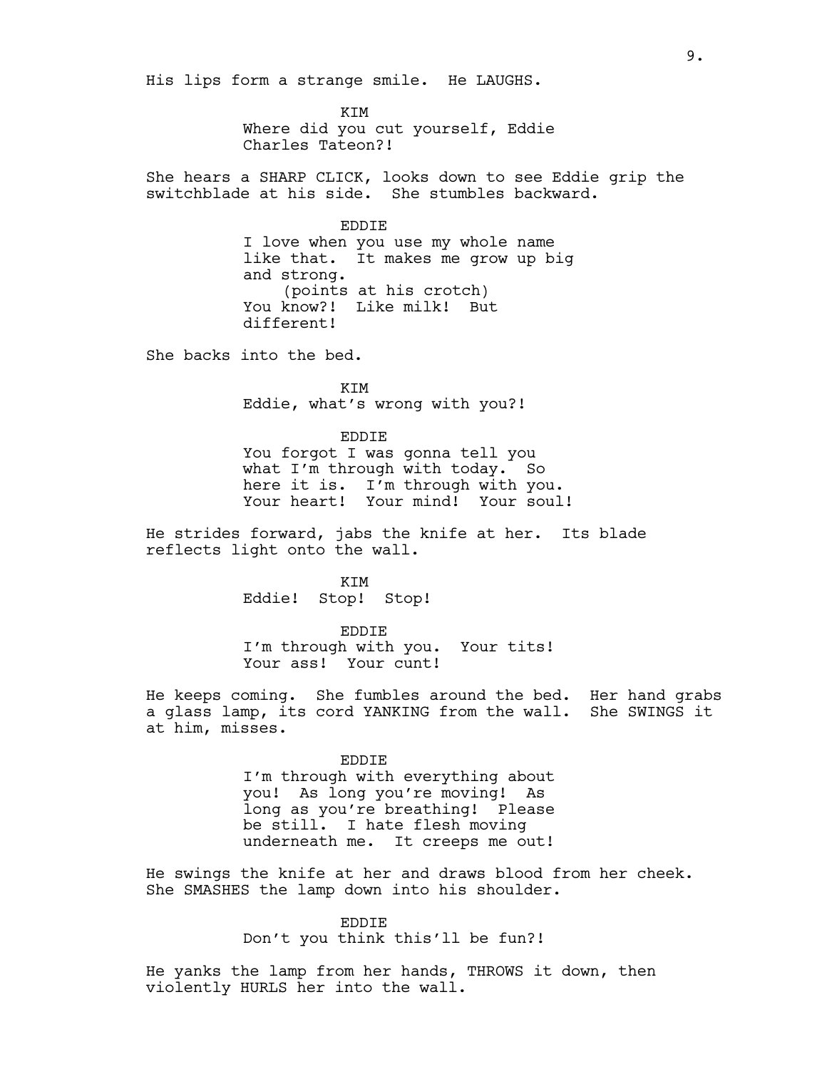His lips form a strange smile. He LAUGHS.

KIM
Where did you cut yourself, Eddie Charles Tateon?!

She hears a SHARP CLICK, looks down to see Eddie grip the switchblade at his side. She stumbles backward.

EDDIE
I love when you use my whole name like that. It makes me grow up big and strong.
(points at his crotch)
You know?! Like milk! But different!

She backs into the bed.

KIM
Eddie, what's wrong with you?!

EDDIE
You forgot I was gonna tell you what I'm through with today. So here it is. I'm through with you. Your heart! Your mind! Your soul!

He strides forward, jabs the knife at her. Its blade reflects light onto the wall.

KIM
Eddie! Stop! Stop!

EDDIE
I'm through with you. Your tits! Your ass! Your cunt!

He keeps coming. She fumbles around the bed. Her hand grabs a glass lamp, its cord YANKING from the wall. She SWINGS it at him, misses.

EDDIE
I'm through with everything about you! As long you're moving! As long as you're breathing! Please be still. I hate flesh moving underneath me. It creeps me out!

He swings the knife at her and draws blood from her cheek. She SMASHES the lamp down into his shoulder.

EDDIE
Don't you think this'll be fun?!

He yanks the lamp from her hands, THROWS it down, then violently HURLS her into the wall.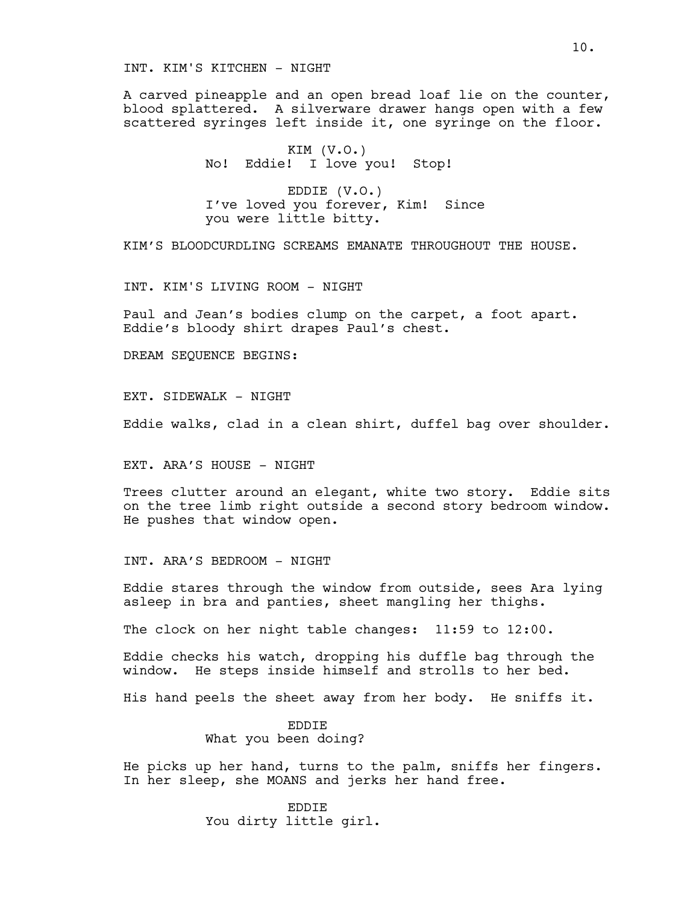INT. KIM'S KITCHEN - NIGHT

A carved pineapple and an open bread loaf lie on the counter, blood splattered. A silverware drawer hangs open with a few scattered syringes left inside it, one syringe on the floor.

KIM (V.O.)
No! Eddie! I love you! Stop!

EDDIE (V.O.)
I've loved you forever, Kim! Since you were little bitty.

KIM'S BLOODCURDLING SCREAMS EMANATE THROUGHOUT THE HOUSE.

INT. KIM'S LIVING ROOM - NIGHT

Paul and Jean's bodies clump on the carpet, a foot apart. Eddie's bloody shirt drapes Paul's chest.

DREAM SEQUENCE BEGINS:

EXT. SIDEWALK - NIGHT

Eddie walks, clad in a clean shirt, duffel bag over shoulder.

EXT. ARA'S HOUSE - NIGHT

Trees clutter around an elegant, white two story. Eddie sits on the tree limb right outside a second story bedroom window. He pushes that window open.

INT. ARA'S BEDROOM - NIGHT

Eddie stares through the window from outside, sees Ara lying asleep in bra and panties, sheet mangling her thighs.

The clock on her night table changes: 11:59 to 12:00.

Eddie checks his watch, dropping his duffle bag through the window. He steps inside himself and strolls to her bed.

His hand peels the sheet away from her body. He sniffs it.

EDDIE
What you been doing?

He picks up her hand, turns to the palm, sniffs her fingers. In her sleep, she MOANS and jerks her hand free.

EDDIE
You dirty little girl.